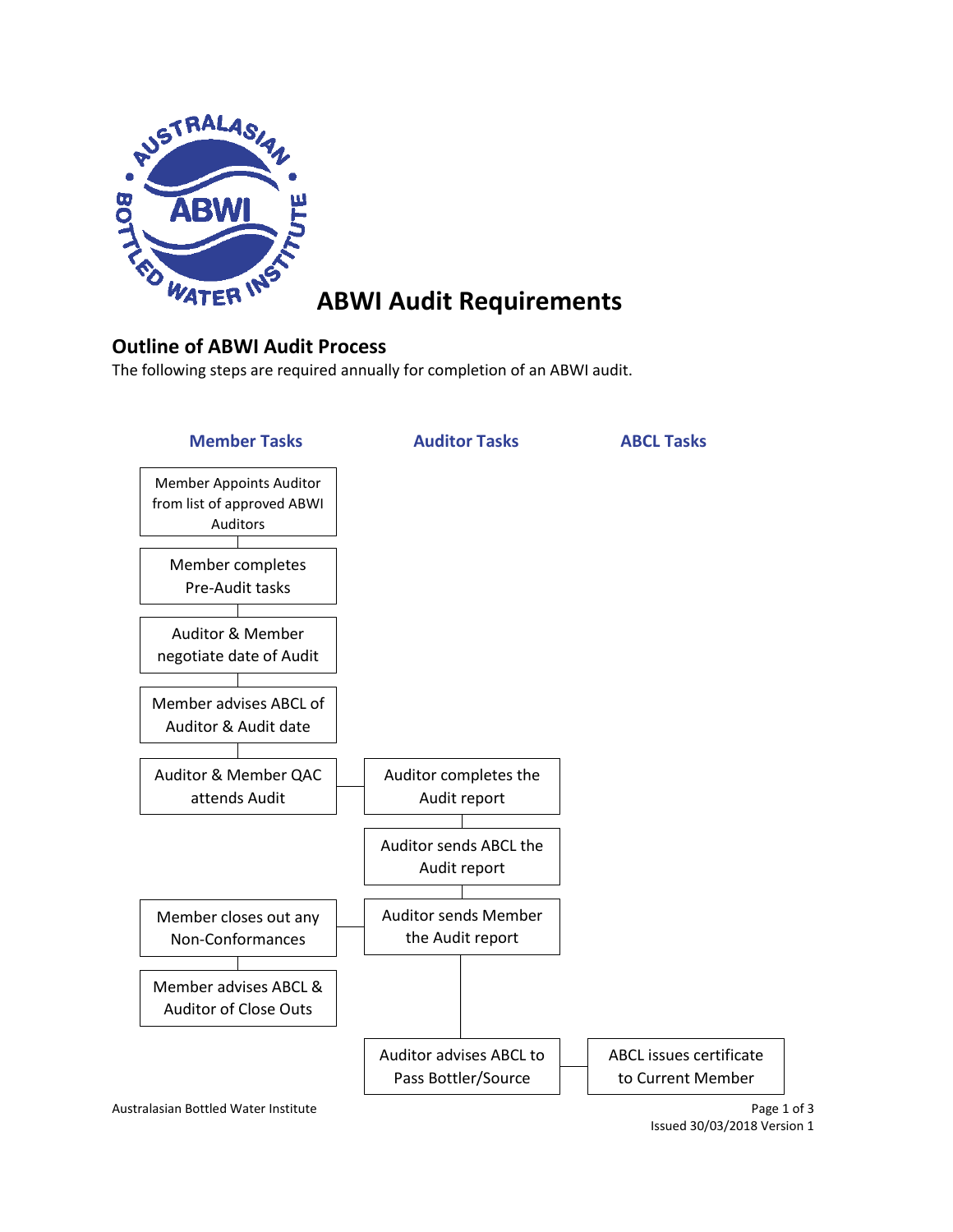# ABWI Audit Requirements

## Outline of ABWI Audit Process

The following steps are required annually for completion of an ABWI audit.

| Member Tasks | Auditor Tasks | ABCL Tasks |
| --- | --- | --- |
| Member Appoints Auditor from list of approved ABWI Auditors | | |
| Member completes Pre-Audit tasks | | |
| Auditor & Member negotiate date of Audit | | |
| Member advises ABCL of Auditor & Audit date | | |
| Auditor & Member QAC attends Audit | Auditor completes the Audit report | |
| | Auditor sends ABCL the Audit report | |
| Member closes out any Non-Conformances | Auditor sends Member the Audit report | |
| Member advises ABCL & Auditor of Close Outs | | |
| | Auditor advises ABCL to Pass Bottler/Source | ABCL issues certificate to Current Member |

Australasian Bottled Water Institute

Issued 30/03/2018 Version 1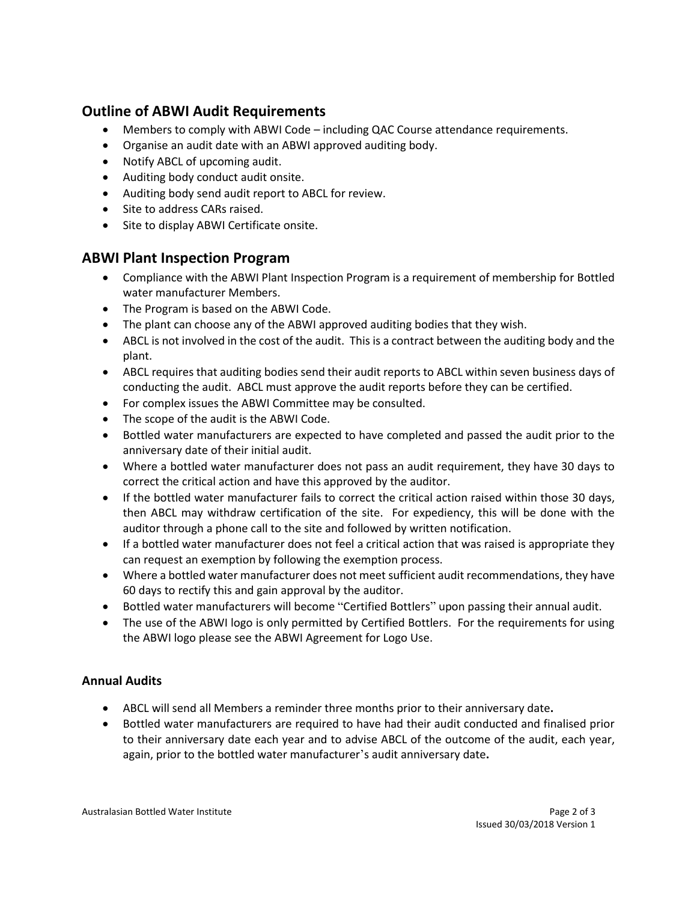## Outline of ABWI Audit Requirements

- Members to comply with ABWI Code – including QAC Course attendance requirements.
- Organise an audit date with an ABWI approved auditing body.
- Notify ABCL of upcoming audit.
- Auditing body conduct audit onsite.
- Auditing body send audit report to ABCL for review.
- Site to address CARs raised.
- Site to display ABWI Certificate onsite.

## ABWI Plant Inspection Program

- Compliance with the ABWI Plant Inspection Program is a requirement of membership for Bottled water manufacturer Members.
- The Program is based on the ABWI Code.
- The plant can choose any of the ABWI approved auditing bodies that they wish.
- ABCL is not involved in the cost of the audit. This is a contract between the auditing body and the plant.
- ABCL requires that auditing bodies send their audit reports to ABCL within seven business days of conducting the audit. ABCL must approve the audit reports before they can be certified.
- For complex issues the ABWI Committee may be consulted.
- The scope of the audit is the ABWI Code.
- Bottled water manufacturers are expected to have completed and passed the audit prior to the anniversary date of their initial audit.
- Where a bottled water manufacturer does not pass an audit requirement, they have 30 days to correct the critical action and have this approved by the auditor.
- If the bottled water manufacturer fails to correct the critical action raised within those 30 days, then ABCL may withdraw certification of the site. For expediency, this will be done with the auditor through a phone call to the site and followed by written notification.
- If a bottled water manufacturer does not feel a critical action that was raised is appropriate they can request an exemption by following the exemption process.
- Where a bottled water manufacturer does not meet sufficient audit recommendations, they have 60 days to rectify this and gain approval by the auditor.
- Bottled water manufacturers will become "Certified Bottlers" upon passing their annual audit.
- The use of the ABWI logo is only permitted by Certified Bottlers. For the requirements for using the ABWI logo please see the ABWI Agreement for Logo Use.

### Annual Audits

- ABCL will send all Members a reminder three months prior to their anniversary date**.**
- Bottled water manufacturers are required to have had their audit conducted and finalised prior to their anniversary date each year and to advise ABCL of the outcome of the audit, each year, again, prior to the bottled water manufacturer's audit anniversary date**.**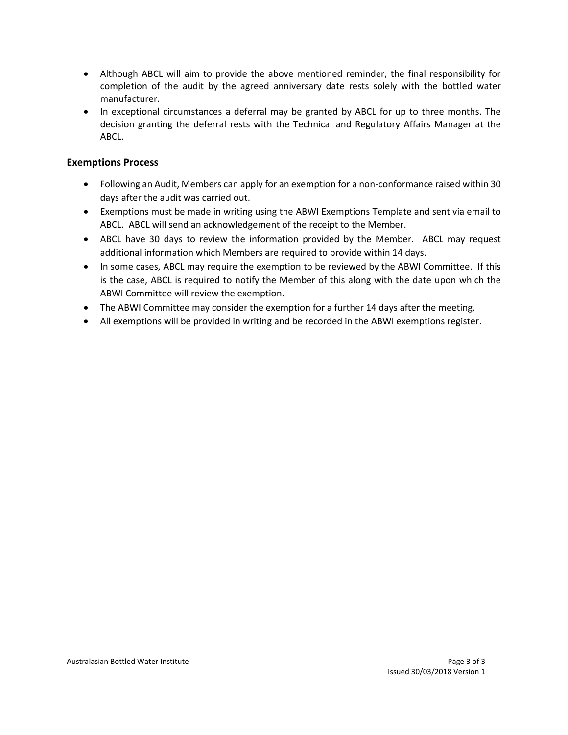- Although ABCL will aim to provide the above mentioned reminder, the final responsibility for completion of the audit by the agreed anniversary date rests solely with the bottled water manufacturer.
- In exceptional circumstances a deferral may be granted by ABCL for up to three months. The decision granting the deferral rests with the Technical and Regulatory Affairs Manager at the ABCL.

## Exemptions Process

- Following an Audit, Members can apply for an exemption for a non-conformance raised within 30 days after the audit was carried out.
- Exemptions must be made in writing using the ABWI Exemptions Template and sent via email to ABCL. ABCL will send an acknowledgement of the receipt to the Member.
- ABCL have 30 days to review the information provided by the Member. ABCL may request additional information which Members are required to provide within 14 days.
- In some cases, ABCL may require the exemption to be reviewed by the ABWI Committee. If this is the case, ABCL is required to notify the Member of this along with the date upon which the ABWI Committee will review the exemption.
- The ABWI Committee may consider the exemption for a further 14 days after the meeting.
- All exemptions will be provided in writing and be recorded in the ABWI exemptions register.